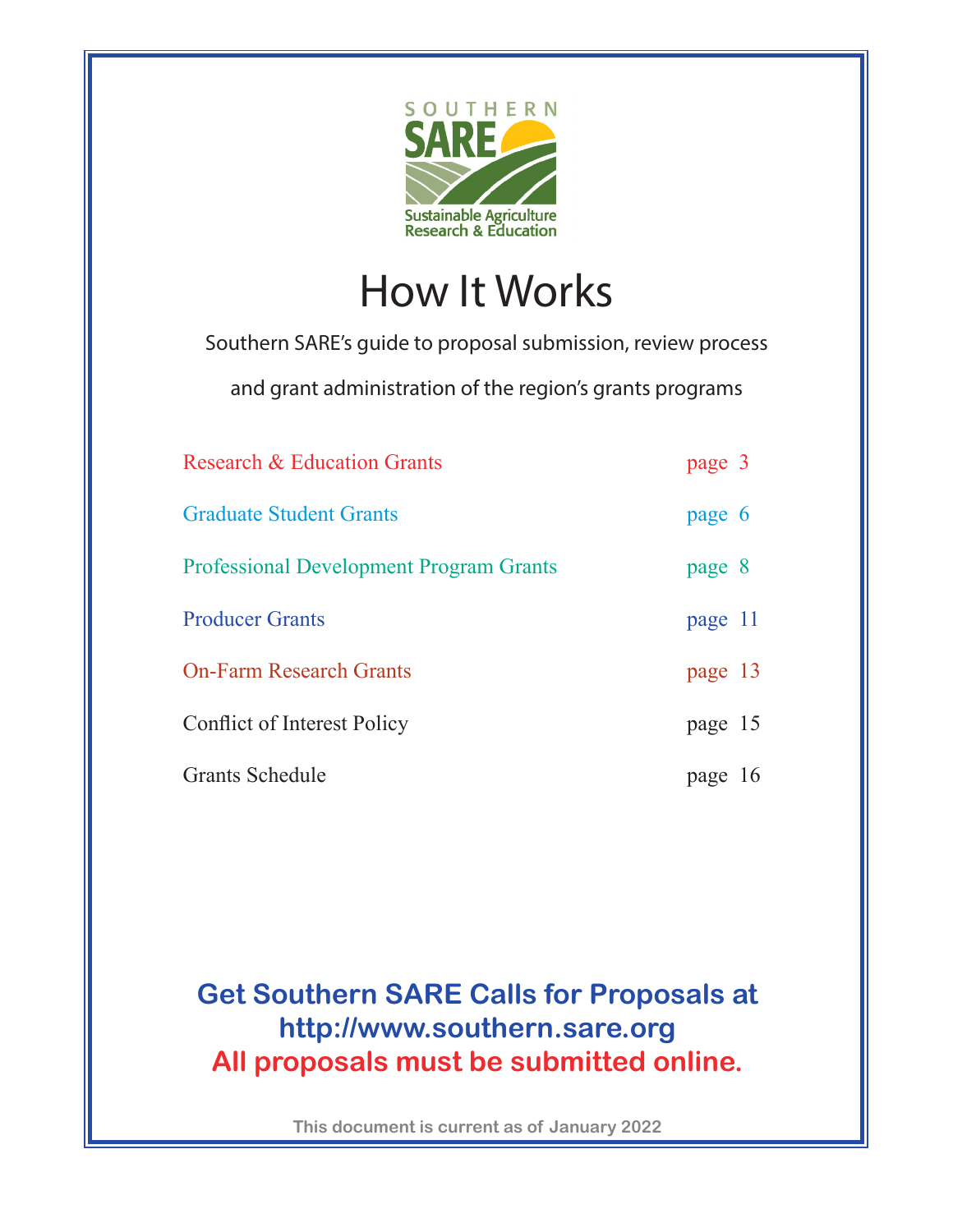SOUTHERN SARE

Sustainable Agriculture Research & Education

# How It Works

Southern SARE's guide to proposal submission, review process and grant administration of the region's grants programs

| | |
|---|---|
| Research & Education Grants | page 3 |
| Graduate Student Grants | page 6 |
| Professional Development Program Grants | page 8 |
| Producer Grants | page 11 |
| On-Farm Research Grants | page 13 |
| Conflict of Interest Policy | page 15 |
| Grants Schedule | page 16 |

**Get Southern SARE Calls for Proposals at http://www.southern.sare.org**

**All proposals must be submitted online.**

This document is current as of January 2022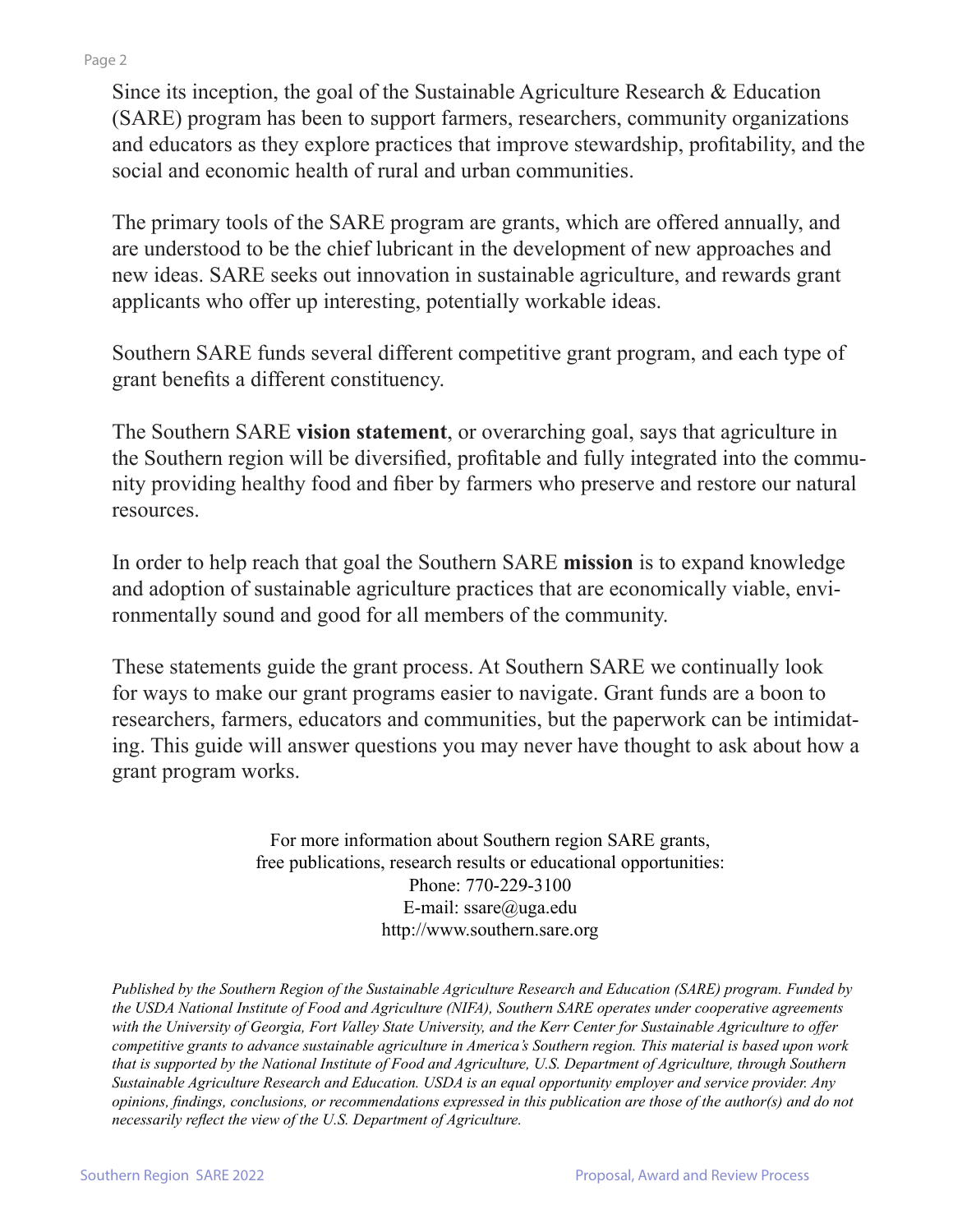Since its inception, the goal of the Sustainable Agriculture Research & Education (SARE) program has been to support farmers, researchers, community organizations and educators as they explore practices that improve stewardship, profitability, and the social and economic health of rural and urban communities.

The primary tools of the SARE program are grants, which are offered annually, and are understood to be the chief lubricant in the development of new approaches and new ideas. SARE seeks out innovation in sustainable agriculture, and rewards grant applicants who offer up interesting, potentially workable ideas.

Southern SARE funds several different competitive grant program, and each type of grant benefits a different constituency.

The Southern SARE **vision statement**, or overarching goal, says that agriculture in the Southern region will be diversified, profitable and fully integrated into the community providing healthy food and fiber by farmers who preserve and restore our natural resources.

In order to help reach that goal the Southern SARE **mission** is to expand knowledge and adoption of sustainable agriculture practices that are economically viable, environmentally sound and good for all members of the community.

These statements guide the grant process. At Southern SARE we continually look for ways to make our grant programs easier to navigate. Grant funds are a boon to researchers, farmers, educators and communities, but the paperwork can be intimidating. This guide will answer questions you may never have thought to ask about how a grant program works.

For more information about Southern region SARE grants,
free publications, research results or educational opportunities:
Phone: 770-229-3100
E-mail: ssare@uga.edu
http://www.southern.sare.org

*Published by the Southern Region of the Sustainable Agriculture Research and Education (SARE) program. Funded by the USDA National Institute of Food and Agriculture (NIFA), Southern SARE operates under cooperative agreements with the University of Georgia, Fort Valley State University, and the Kerr Center for Sustainable Agriculture to offer competitive grants to advance sustainable agriculture in America's Southern region. This material is based upon work that is supported by the National Institute of Food and Agriculture, U.S. Department of Agriculture, through Southern Sustainable Agriculture Research and Education. USDA is an equal opportunity employer and service provider. Any opinions, findings, conclusions, or recommendations expressed in this publication are those of the author(s) and do not necessarily reflect the view of the U.S. Department of Agriculture.*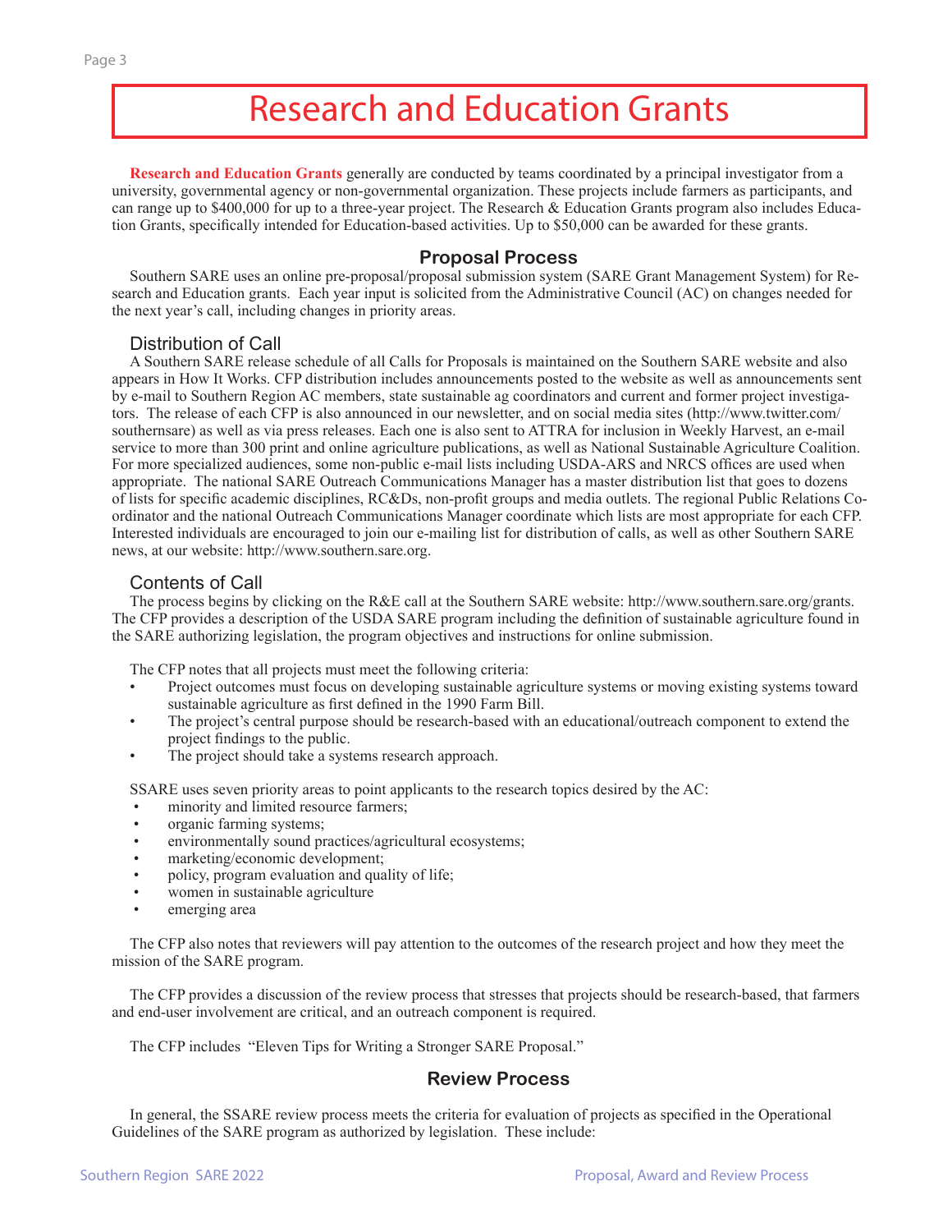# Research and Education Grants

**Research and Education Grants** generally are conducted by teams coordinated by a principal investigator from a university, governmental agency or non-governmental organization. These projects include farmers as participants, and can range up to $400,000 for up to a three-year project. The Research & Education Grants program also includes Education Grants, specifically intended for Education-based activities. Up to $50,000 can be awarded for these grants.

## Proposal Process

Southern SARE uses an online pre-proposal/proposal submission system (SARE Grant Management System) for Research and Education grants. Each year input is solicited from the Administrative Council (AC) on changes needed for the next year's call, including changes in priority areas.

### Distribution of Call

A Southern SARE release schedule of all Calls for Proposals is maintained on the Southern SARE website and also appears in How It Works. CFP distribution includes announcements posted to the website as well as announcements sent by e-mail to Southern Region AC members, state sustainable ag coordinators and current and former project investigators. The release of each CFP is also announced in our newsletter, and on social media sites (http://www.twitter.com/southernsare) as well as via press releases. Each one is also sent to ATTRA for inclusion in Weekly Harvest, an e-mail service to more than 300 print and online agriculture publications, as well as National Sustainable Agriculture Coalition. For more specialized audiences, some non-public e-mail lists including USDA-ARS and NRCS offices are used when appropriate. The national SARE Outreach Communications Manager has a master distribution list that goes to dozens of lists for specific academic disciplines, RC&Ds, non-profit groups and media outlets. The regional Public Relations Coordinator and the national Outreach Communications Manager coordinate which lists are most appropriate for each CFP. Interested individuals are encouraged to join our e-mailing list for distribution of calls, as well as other Southern SARE news, at our website: http://www.southern.sare.org.

### Contents of Call

The process begins by clicking on the R&E call at the Southern SARE website: http://www.southern.sare.org/grants. The CFP provides a description of the USDA SARE program including the definition of sustainable agriculture found in the SARE authorizing legislation, the program objectives and instructions for online submission.

The CFP notes that all projects must meet the following criteria:

- Project outcomes must focus on developing sustainable agriculture systems or moving existing systems toward sustainable agriculture as first defined in the 1990 Farm Bill.
- The project's central purpose should be research-based with an educational/outreach component to extend the project findings to the public.
- The project should take a systems research approach.

SSARE uses seven priority areas to point applicants to the research topics desired by the AC:

- minority and limited resource farmers;
- organic farming systems;
- environmentally sound practices/agricultural ecosystems;
- marketing/economic development;
- policy, program evaluation and quality of life;
- women in sustainable agriculture
- emerging area

The CFP also notes that reviewers will pay attention to the outcomes of the research project and how they meet the mission of the SARE program.

The CFP provides a discussion of the review process that stresses that projects should be research-based, that farmers and end-user involvement are critical, and an outreach component is required.

The CFP includes "Eleven Tips for Writing a Stronger SARE Proposal."

## Review Process

In general, the SSARE review process meets the criteria for evaluation of projects as specified in the Operational Guidelines of the SARE program as authorized by legislation. These include: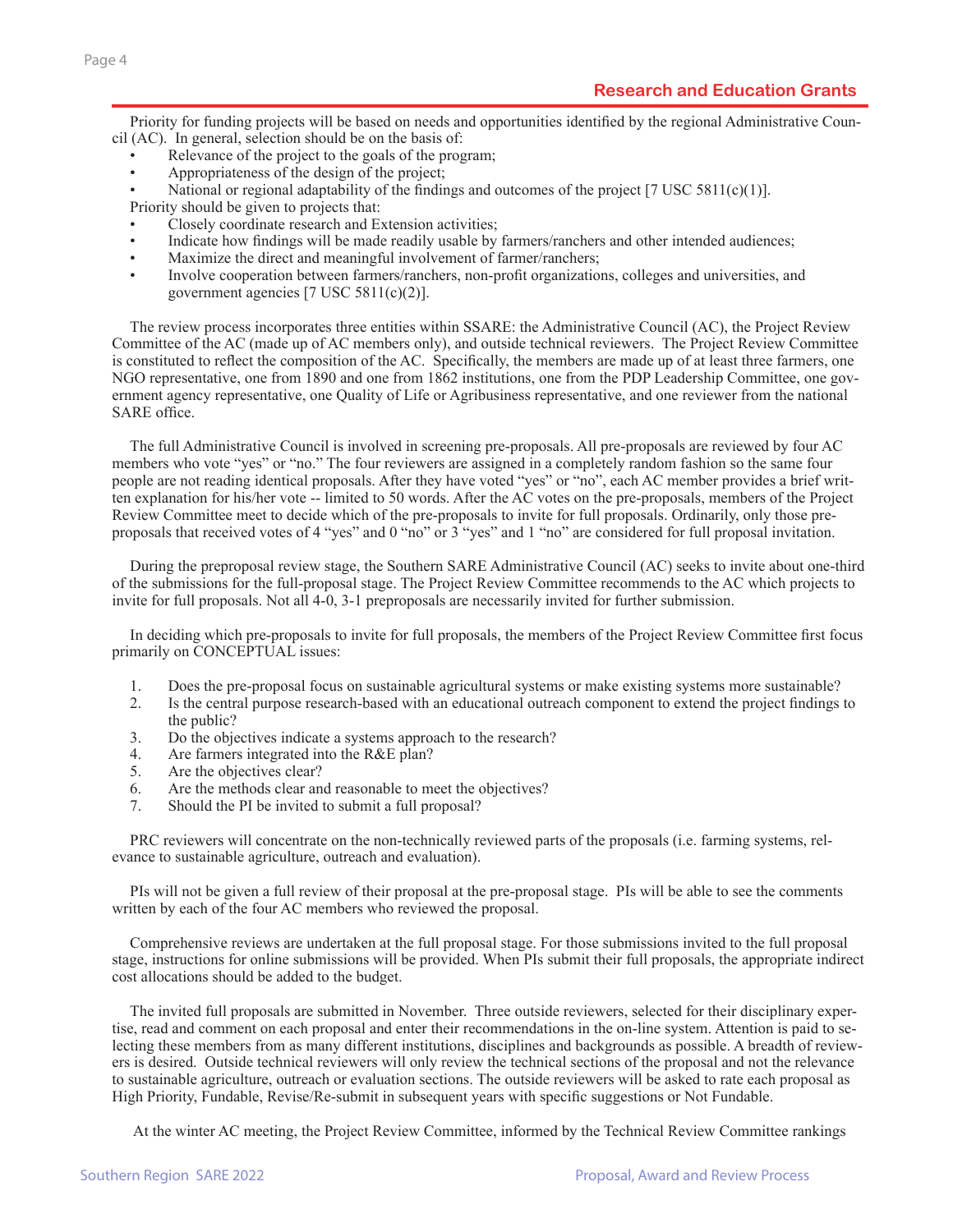## Research and Education Grants

Priority for funding projects will be based on needs and opportunities identified by the regional Administrative Council (AC). In general, selection should be on the basis of:

- Relevance of the project to the goals of the program;
- Appropriateness of the design of the project;
- National or regional adaptability of the findings and outcomes of the project [7 USC 5811(c)(1)].

Priority should be given to projects that:

- Closely coordinate research and Extension activities;
- Indicate how findings will be made readily usable by farmers/ranchers and other intended audiences;
- Maximize the direct and meaningful involvement of farmer/ranchers;
- Involve cooperation between farmers/ranchers, non-profit organizations, colleges and universities, and government agencies [7 USC 5811(c)(2)].

The review process incorporates three entities within SSARE: the Administrative Council (AC), the Project Review Committee of the AC (made up of AC members only), and outside technical reviewers. The Project Review Committee is constituted to reflect the composition of the AC. Specifically, the members are made up of at least three farmers, one NGO representative, one from 1890 and one from 1862 institutions, one from the PDP Leadership Committee, one government agency representative, one Quality of Life or Agribusiness representative, and one reviewer from the national SARE office.

The full Administrative Council is involved in screening pre-proposals. All pre-proposals are reviewed by four AC members who vote "yes" or "no." The four reviewers are assigned in a completely random fashion so the same four people are not reading identical proposals. After they have voted "yes" or "no", each AC member provides a brief written explanation for his/her vote -- limited to 50 words. After the AC votes on the pre-proposals, members of the Project Review Committee meet to decide which of the pre-proposals to invite for full proposals. Ordinarily, only those pre-proposals that received votes of 4 "yes" and 0 "no" or 3 "yes" and 1 "no" are considered for full proposal invitation.

During the preproposal review stage, the Southern SARE Administrative Council (AC) seeks to invite about one-third of the submissions for the full-proposal stage. The Project Review Committee recommends to the AC which projects to invite for full proposals. Not all 4-0, 3-1 preproposals are necessarily invited for further submission.

In deciding which pre-proposals to invite for full proposals, the members of the Project Review Committee first focus primarily on CONCEPTUAL issues:

1. Does the pre-proposal focus on sustainable agricultural systems or make existing systems more sustainable?
2. Is the central purpose research-based with an educational outreach component to extend the project findings to the public?
3. Do the objectives indicate a systems approach to the research?
4. Are farmers integrated into the R&E plan?
5. Are the objectives clear?
6. Are the methods clear and reasonable to meet the objectives?
7. Should the PI be invited to submit a full proposal?

PRC reviewers will concentrate on the non-technically reviewed parts of the proposals (i.e. farming systems, relevance to sustainable agriculture, outreach and evaluation).

PIs will not be given a full review of their proposal at the pre-proposal stage. PIs will be able to see the comments written by each of the four AC members who reviewed the proposal.

Comprehensive reviews are undertaken at the full proposal stage. For those submissions invited to the full proposal stage, instructions for online submissions will be provided. When PIs submit their full proposals, the appropriate indirect cost allocations should be added to the budget.

The invited full proposals are submitted in November. Three outside reviewers, selected for their disciplinary expertise, read and comment on each proposal and enter their recommendations in the on-line system. Attention is paid to selecting these members from as many different institutions, disciplines and backgrounds as possible. A breadth of reviewers is desired. Outside technical reviewers will only review the technical sections of the proposal and not the relevance to sustainable agriculture, outreach or evaluation sections. The outside reviewers will be asked to rate each proposal as High Priority, Fundable, Revise/Re-submit in subsequent years with specific suggestions or Not Fundable.

At the winter AC meeting, the Project Review Committee, informed by the Technical Review Committee rankings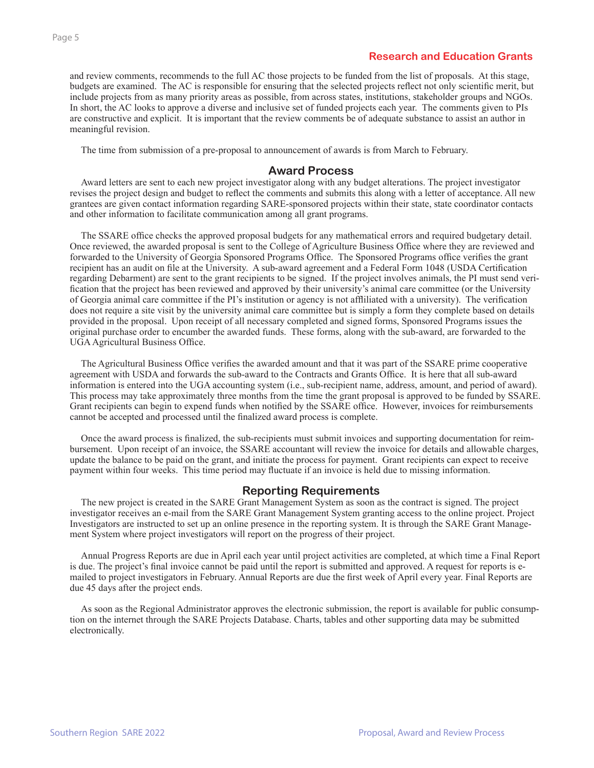and review comments, recommends to the full AC those projects to be funded from the list of proposals. At this stage, budgets are examined. The AC is responsible for ensuring that the selected projects reflect not only scientific merit, but include projects from as many priority areas as possible, from across states, institutions, stakeholder groups and NGOs. In short, the AC looks to approve a diverse and inclusive set of funded projects each year. The comments given to PIs are constructive and explicit. It is important that the review comments be of adequate substance to assist an author in meaningful revision.

The time from submission of a pre-proposal to announcement of awards is from March to February.

## Award Process

Award letters are sent to each new project investigator along with any budget alterations. The project investigator revises the project design and budget to reflect the comments and submits this along with a letter of acceptance. All new grantees are given contact information regarding SARE-sponsored projects within their state, state coordinator contacts and other information to facilitate communication among all grant programs.

The SSARE office checks the approved proposal budgets for any mathematical errors and required budgetary detail. Once reviewed, the awarded proposal is sent to the College of Agriculture Business Office where they are reviewed and forwarded to the University of Georgia Sponsored Programs Office. The Sponsored Programs office verifies the grant recipient has an audit on file at the University. A sub-award agreement and a Federal Form 1048 (USDA Certification regarding Debarment) are sent to the grant recipients to be signed. If the project involves animals, the PI must send verification that the project has been reviewed and approved by their university's animal care committee (or the University of Georgia animal care committee if the PI's institution or agency is not affiliated with a university). The verification does not require a site visit by the university animal care committee but is simply a form they complete based on details provided in the proposal. Upon receipt of all necessary completed and signed forms, Sponsored Programs issues the original purchase order to encumber the awarded funds. These forms, along with the sub-award, are forwarded to the UGA Agricultural Business Office.

The Agricultural Business Office verifies the awarded amount and that it was part of the SSARE prime cooperative agreement with USDA and forwards the sub-award to the Contracts and Grants Office. It is here that all sub-award information is entered into the UGA accounting system (i.e., sub-recipient name, address, amount, and period of award). This process may take approximately three months from the time the grant proposal is approved to be funded by SSARE. Grant recipients can begin to expend funds when notified by the SSARE office. However, invoices for reimbursements cannot be accepted and processed until the finalized award process is complete.

Once the award process is finalized, the sub-recipients must submit invoices and supporting documentation for reimbursement. Upon receipt of an invoice, the SSARE accountant will review the invoice for details and allowable charges, update the balance to be paid on the grant, and initiate the process for payment. Grant recipients can expect to receive payment within four weeks. This time period may fluctuate if an invoice is held due to missing information.

## Reporting Requirements

The new project is created in the SARE Grant Management System as soon as the contract is signed. The project investigator receives an e-mail from the SARE Grant Management System granting access to the online project. Project Investigators are instructed to set up an online presence in the reporting system. It is through the SARE Grant Management System where project investigators will report on the progress of their project.

Annual Progress Reports are due in April each year until project activities are completed, at which time a Final Report is due. The project's final invoice cannot be paid until the report is submitted and approved. A request for reports is e-mailed to project investigators in February. Annual Reports are due the first week of April every year. Final Reports are due 45 days after the project ends.

As soon as the Regional Administrator approves the electronic submission, the report is available for public consumption on the internet through the SARE Projects Database. Charts, tables and other supporting data may be submitted electronically.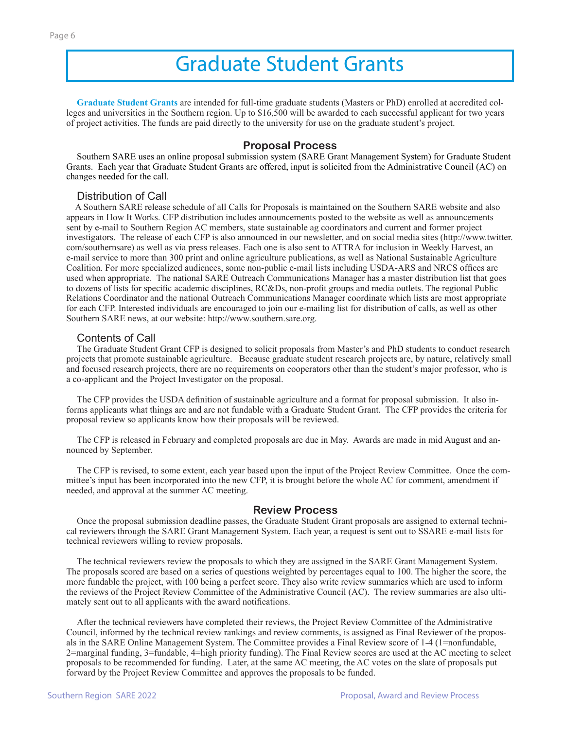# Graduate Student Grants

**Graduate Student Grants** are intended for full-time graduate students (Masters or PhD) enrolled at accredited colleges and universities in the Southern region. Up to $16,500 will be awarded to each successful applicant for two years of project activities. The funds are paid directly to the university for use on the graduate student's project.

## Proposal Process

Southern SARE uses an online proposal submission system (SARE Grant Management System) for Graduate Student Grants. Each year that Graduate Student Grants are offered, input is solicited from the Administrative Council (AC) on changes needed for the call.

### Distribution of Call

A Southern SARE release schedule of all Calls for Proposals is maintained on the Southern SARE website and also appears in How It Works. CFP distribution includes announcements posted to the website as well as announcements sent by e-mail to Southern Region AC members, state sustainable ag coordinators and current and former project investigators. The release of each CFP is also announced in our newsletter, and on social media sites (http://www.twitter.com/southernsare) as well as via press releases. Each one is also sent to ATTRA for inclusion in Weekly Harvest, an e-mail service to more than 300 print and online agriculture publications, as well as National Sustainable Agriculture Coalition. For more specialized audiences, some non-public e-mail lists including USDA-ARS and NRCS offices are used when appropriate. The national SARE Outreach Communications Manager has a master distribution list that goes to dozens of lists for specific academic disciplines, RC&Ds, non-profit groups and media outlets. The regional Public Relations Coordinator and the national Outreach Communications Manager coordinate which lists are most appropriate for each CFP. Interested individuals are encouraged to join our e-mailing list for distribution of calls, as well as other Southern SARE news, at our website: http://www.southern.sare.org.

### Contents of Call

The Graduate Student Grant CFP is designed to solicit proposals from Master's and PhD students to conduct research projects that promote sustainable agriculture. Because graduate student research projects are, by nature, relatively small and focused research projects, there are no requirements on cooperators other than the student's major professor, who is a co-applicant and the Project Investigator on the proposal.

The CFP provides the USDA definition of sustainable agriculture and a format for proposal submission. It also informs applicants what things are and are not fundable with a Graduate Student Grant. The CFP provides the criteria for proposal review so applicants know how their proposals will be reviewed.

The CFP is released in February and completed proposals are due in May. Awards are made in mid August and announced by September.

The CFP is revised, to some extent, each year based upon the input of the Project Review Committee. Once the committee's input has been incorporated into the new CFP, it is brought before the whole AC for comment, amendment if needed, and approval at the summer AC meeting.

## Review Process

Once the proposal submission deadline passes, the Graduate Student Grant proposals are assigned to external technical reviewers through the SARE Grant Management System. Each year, a request is sent out to SSARE e-mail lists for technical reviewers willing to review proposals.

The technical reviewers review the proposals to which they are assigned in the SARE Grant Management System. The proposals scored are based on a series of questions weighted by percentages equal to 100. The higher the score, the more fundable the project, with 100 being a perfect score. They also write review summaries which are used to inform the reviews of the Project Review Committee of the Administrative Council (AC). The review summaries are also ultimately sent out to all applicants with the award notifications.

After the technical reviewers have completed their reviews, the Project Review Committee of the Administrative Council, informed by the technical review rankings and review comments, is assigned as Final Reviewer of the proposals in the SARE Online Management System. The Committee provides a Final Review score of 1-4 (1=nonfundable, 2=marginal funding, 3=fundable, 4=high priority funding). The Final Review scores are used at the AC meeting to select proposals to be recommended for funding. Later, at the same AC meeting, the AC votes on the slate of proposals put forward by the Project Review Committee and approves the proposals to be funded.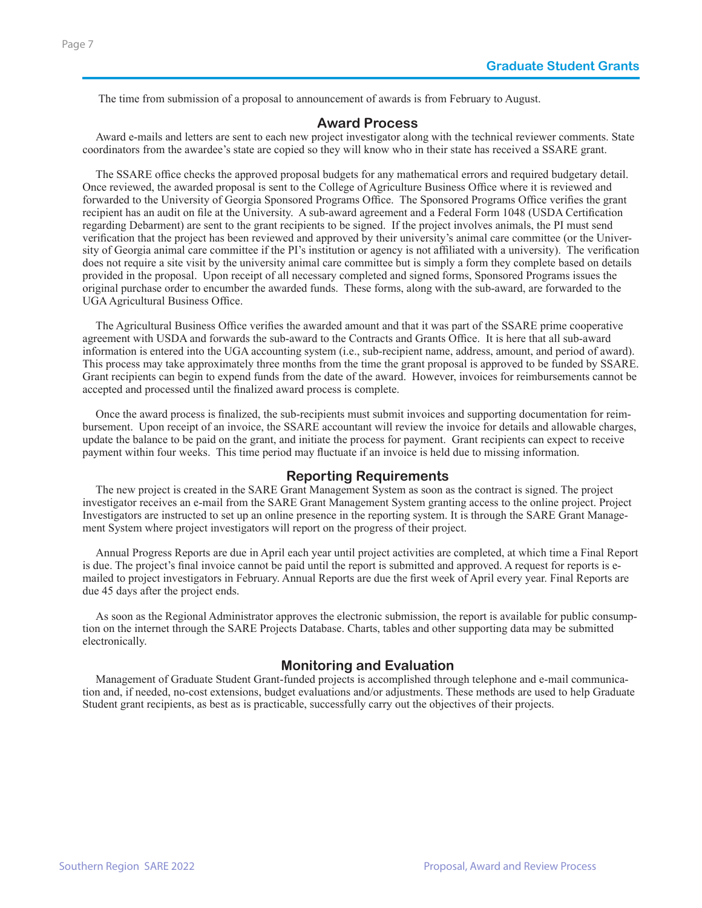The time from submission of a proposal to announcement of awards is from February to August.

## Award Process

Award e-mails and letters are sent to each new project investigator along with the technical reviewer comments. State coordinators from the awardee's state are copied so they will know who in their state has received a SSARE grant.

The SSARE office checks the approved proposal budgets for any mathematical errors and required budgetary detail. Once reviewed, the awarded proposal is sent to the College of Agriculture Business Office where it is reviewed and forwarded to the University of Georgia Sponsored Programs Office. The Sponsored Programs Office verifies the grant recipient has an audit on file at the University. A sub-award agreement and a Federal Form 1048 (USDA Certification regarding Debarment) are sent to the grant recipients to be signed. If the project involves animals, the PI must send verification that the project has been reviewed and approved by their university's animal care committee (or the University of Georgia animal care committee if the PI's institution or agency is not affiliated with a university). The verification does not require a site visit by the university animal care committee but is simply a form they complete based on details provided in the proposal. Upon receipt of all necessary completed and signed forms, Sponsored Programs issues the original purchase order to encumber the awarded funds. These forms, along with the sub-award, are forwarded to the UGA Agricultural Business Office.

The Agricultural Business Office verifies the awarded amount and that it was part of the SSARE prime cooperative agreement with USDA and forwards the sub-award to the Contracts and Grants Office. It is here that all sub-award information is entered into the UGA accounting system (i.e., sub-recipient name, address, amount, and period of award). This process may take approximately three months from the time the grant proposal is approved to be funded by SSARE. Grant recipients can begin to expend funds from the date of the award. However, invoices for reimbursements cannot be accepted and processed until the finalized award process is complete.

Once the award process is finalized, the sub-recipients must submit invoices and supporting documentation for reimbursement. Upon receipt of an invoice, the SSARE accountant will review the invoice for details and allowable charges, update the balance to be paid on the grant, and initiate the process for payment. Grant recipients can expect to receive payment within four weeks. This time period may fluctuate if an invoice is held due to missing information.

## Reporting Requirements

The new project is created in the SARE Grant Management System as soon as the contract is signed. The project investigator receives an e-mail from the SARE Grant Management System granting access to the online project. Project Investigators are instructed to set up an online presence in the reporting system. It is through the SARE Grant Management System where project investigators will report on the progress of their project.

Annual Progress Reports are due in April each year until project activities are completed, at which time a Final Report is due. The project's final invoice cannot be paid until the report is submitted and approved. A request for reports is e-mailed to project investigators in February. Annual Reports are due the first week of April every year. Final Reports are due 45 days after the project ends.

As soon as the Regional Administrator approves the electronic submission, the report is available for public consumption on the internet through the SARE Projects Database. Charts, tables and other supporting data may be submitted electronically.

## Monitoring and Evaluation

Management of Graduate Student Grant-funded projects is accomplished through telephone and e-mail communication and, if needed, no-cost extensions, budget evaluations and/or adjustments. These methods are used to help Graduate Student grant recipients, as best as is practicable, successfully carry out the objectives of their projects.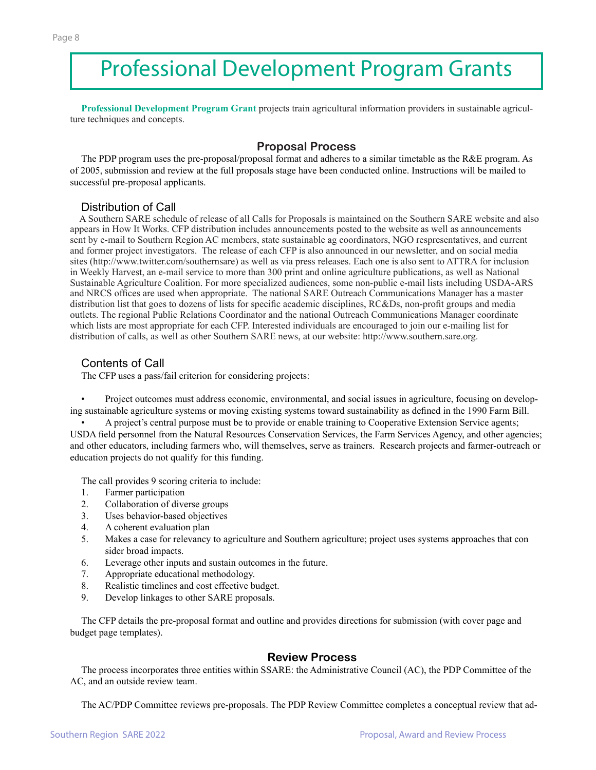# Professional Development Program Grants

**Professional Development Program Grant** projects train agricultural information providers in sustainable agriculture techniques and concepts.

## Proposal Process

The PDP program uses the pre-proposal/proposal format and adheres to a similar timetable as the R&E program. As of 2005, submission and review at the full proposals stage have been conducted online. Instructions will be mailed to successful pre-proposal applicants.

### Distribution of Call

A Southern SARE schedule of release of all Calls for Proposals is maintained on the Southern SARE website and also appears in How It Works. CFP distribution includes announcements posted to the website as well as announcements sent by e-mail to Southern Region AC members, state sustainable ag coordinators, NGO respresentatives, and current and former project investigators. The release of each CFP is also announced in our newsletter, and on social media sites (http://www.twitter.com/southernsare) as well as via press releases. Each one is also sent to ATTRA for inclusion in Weekly Harvest, an e-mail service to more than 300 print and online agriculture publications, as well as National Sustainable Agriculture Coalition. For more specialized audiences, some non-public e-mail lists including USDA-ARS and NRCS offices are used when appropriate. The national SARE Outreach Communications Manager has a master distribution list that goes to dozens of lists for specific academic disciplines, RC&Ds, non-profit groups and media outlets. The regional Public Relations Coordinator and the national Outreach Communications Manager coordinate which lists are most appropriate for each CFP. Interested individuals are encouraged to join our e-mailing list for distribution of calls, as well as other Southern SARE news, at our website: http://www.southern.sare.org.

### Contents of Call

The CFP uses a pass/fail criterion for considering projects:

- Project outcomes must address economic, environmental, and social issues in agriculture, focusing on developing sustainable agriculture systems or moving existing systems toward sustainability as defined in the 1990 Farm Bill.
- A project's central purpose must be to provide or enable training to Cooperative Extension Service agents; USDA field personnel from the Natural Resources Conservation Services, the Farm Services Agency, and other agencies; and other educators, including farmers who, will themselves, serve as trainers. Research projects and farmer-outreach or education projects do not qualify for this funding.

The call provides 9 scoring criteria to include:

1. Farmer participation
2. Collaboration of diverse groups
3. Uses behavior-based objectives
4. A coherent evaluation plan
5. Makes a case for relevancy to agriculture and Southern agriculture; project uses systems approaches that con sider broad impacts.
6. Leverage other inputs and sustain outcomes in the future.
7. Appropriate educational methodology.
8. Realistic timelines and cost effective budget.
9. Develop linkages to other SARE proposals.

The CFP details the pre-proposal format and outline and provides directions for submission (with cover page and budget page templates).

## Review Process

The process incorporates three entities within SSARE: the Administrative Council (AC), the PDP Committee of the AC, and an outside review team.

The AC/PDP Committee reviews pre-proposals. The PDP Review Committee completes a conceptual review that ad-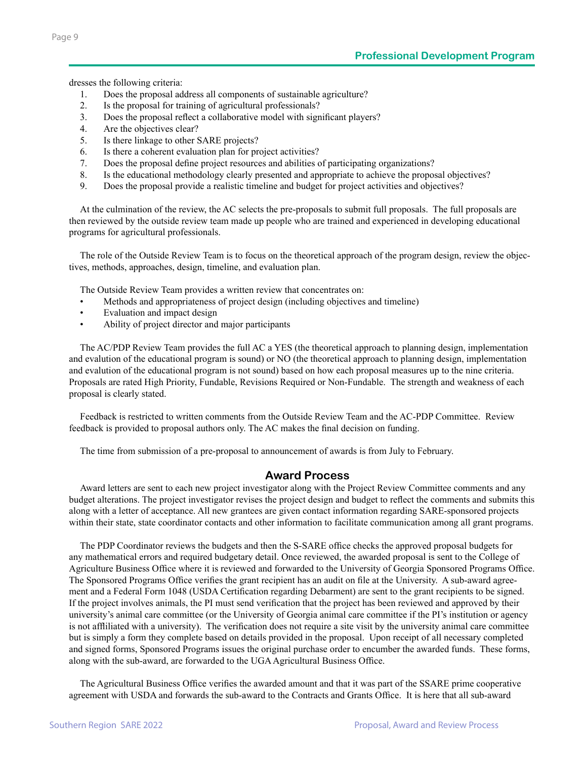dresses the following criteria:

1. Does the proposal address all components of sustainable agriculture?
2. Is the proposal for training of agricultural professionals?
3. Does the proposal reflect a collaborative model with significant players?
4. Are the objectives clear?
5. Is there linkage to other SARE projects?
6. Is there a coherent evaluation plan for project activities?
7. Does the proposal define project resources and abilities of participating organizations?
8. Is the educational methodology clearly presented and appropriate to achieve the proposal objectives?
9. Does the proposal provide a realistic timeline and budget for project activities and objectives?

At the culmination of the review, the AC selects the pre-proposals to submit full proposals. The full proposals are then reviewed by the outside review team made up people who are trained and experienced in developing educational programs for agricultural professionals.

The role of the Outside Review Team is to focus on the theoretical approach of the program design, review the objectives, methods, approaches, design, timeline, and evaluation plan.

The Outside Review Team provides a written review that concentrates on:

- Methods and appropriateness of project design (including objectives and timeline)
- Evaluation and impact design
- Ability of project director and major participants

The AC/PDP Review Team provides the full AC a YES (the theoretical approach to planning design, implementation and evalution of the educational program is sound) or NO (the theoretical approach to planning design, implementation and evalution of the educational program is not sound) based on how each proposal measures up to the nine criteria. Proposals are rated High Priority, Fundable, Revisions Required or Non-Fundable. The strength and weakness of each proposal is clearly stated.

Feedback is restricted to written comments from the Outside Review Team and the AC-PDP Committee. Review feedback is provided to proposal authors only. The AC makes the final decision on funding.

The time from submission of a pre-proposal to announcement of awards is from July to February.

## Award Process

Award letters are sent to each new project investigator along with the Project Review Committee comments and any budget alterations. The project investigator revises the project design and budget to reflect the comments and submits this along with a letter of acceptance. All new grantees are given contact information regarding SARE-sponsored projects within their state, state coordinator contacts and other information to facilitate communication among all grant programs.

The PDP Coordinator reviews the budgets and then the S-SARE office checks the approved proposal budgets for any mathematical errors and required budgetary detail. Once reviewed, the awarded proposal is sent to the College of Agriculture Business Office where it is reviewed and forwarded to the University of Georgia Sponsored Programs Office. The Sponsored Programs Office verifies the grant recipient has an audit on file at the University. A sub-award agreement and a Federal Form 1048 (USDA Certification regarding Debarment) are sent to the grant recipients to be signed. If the project involves animals, the PI must send verification that the project has been reviewed and approved by their university's animal care committee (or the University of Georgia animal care committee if the PI's institution or agency is not affiliated with a university). The verification does not require a site visit by the university animal care committee but is simply a form they complete based on details provided in the proposal. Upon receipt of all necessary completed and signed forms, Sponsored Programs issues the original purchase order to encumber the awarded funds. These forms, along with the sub-award, are forwarded to the UGA Agricultural Business Office.

The Agricultural Business Office verifies the awarded amount and that it was part of the SSARE prime cooperative agreement with USDA and forwards the sub-award to the Contracts and Grants Office. It is here that all sub-award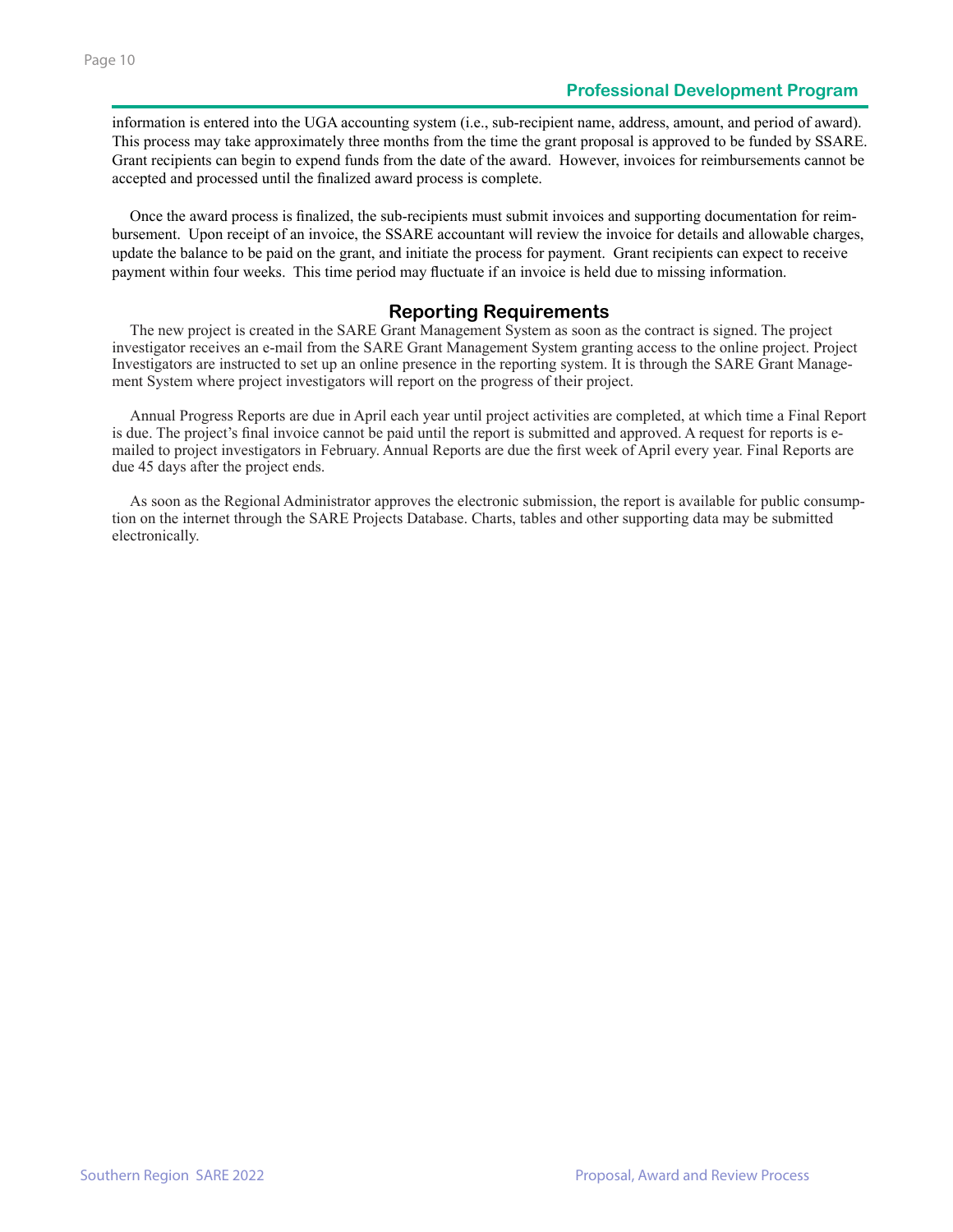information is entered into the UGA accounting system (i.e., sub-recipient name, address, amount, and period of award). This process may take approximately three months from the time the grant proposal is approved to be funded by SSARE. Grant recipients can begin to expend funds from the date of the award. However, invoices for reimbursements cannot be accepted and processed until the finalized award process is complete.

Once the award process is finalized, the sub-recipients must submit invoices and supporting documentation for reimbursement. Upon receipt of an invoice, the SSARE accountant will review the invoice for details and allowable charges, update the balance to be paid on the grant, and initiate the process for payment. Grant recipients can expect to receive payment within four weeks. This time period may fluctuate if an invoice is held due to missing information.

## Reporting Requirements

The new project is created in the SARE Grant Management System as soon as the contract is signed. The project investigator receives an e-mail from the SARE Grant Management System granting access to the online project. Project Investigators are instructed to set up an online presence in the reporting system. It is through the SARE Grant Management System where project investigators will report on the progress of their project.

Annual Progress Reports are due in April each year until project activities are completed, at which time a Final Report is due. The project's final invoice cannot be paid until the report is submitted and approved. A request for reports is e-mailed to project investigators in February. Annual Reports are due the first week of April every year. Final Reports are due 45 days after the project ends.

As soon as the Regional Administrator approves the electronic submission, the report is available for public consumption on the internet through the SARE Projects Database. Charts, tables and other supporting data may be submitted electronically.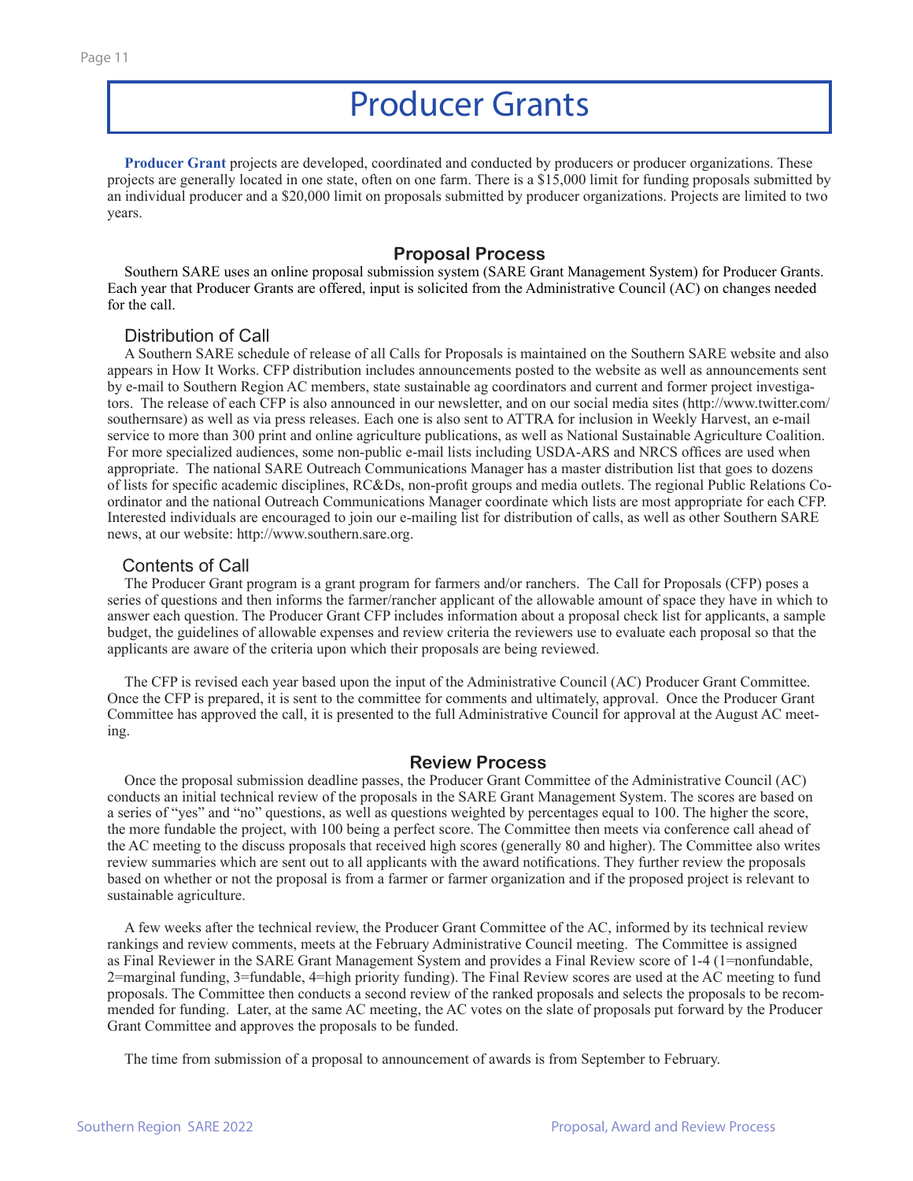# Producer Grants

**Producer Grant** projects are developed, coordinated and conducted by producers or producer organizations. These projects are generally located in one state, often on one farm. There is a $15,000 limit for funding proposals submitted by an individual producer and a $20,000 limit on proposals submitted by producer organizations. Projects are limited to two years.

## Proposal Process

Southern SARE uses an online proposal submission system (SARE Grant Management System) for Producer Grants. Each year that Producer Grants are offered, input is solicited from the Administrative Council (AC) on changes needed for the call.

### Distribution of Call

A Southern SARE schedule of release of all Calls for Proposals is maintained on the Southern SARE website and also appears in How It Works. CFP distribution includes announcements posted to the website as well as announcements sent by e-mail to Southern Region AC members, state sustainable ag coordinators and current and former project investigators. The release of each CFP is also announced in our newsletter, and on our social media sites (http://www.twitter.com/southernsare) as well as via press releases. Each one is also sent to ATTRA for inclusion in Weekly Harvest, an e-mail service to more than 300 print and online agriculture publications, as well as National Sustainable Agriculture Coalition. For more specialized audiences, some non-public e-mail lists including USDA-ARS and NRCS offices are used when appropriate. The national SARE Outreach Communications Manager has a master distribution list that goes to dozens of lists for specific academic disciplines, RC&Ds, non-profit groups and media outlets. The regional Public Relations Coordinator and the national Outreach Communications Manager coordinate which lists are most appropriate for each CFP. Interested individuals are encouraged to join our e-mailing list for distribution of calls, as well as other Southern SARE news, at our website: http://www.southern.sare.org.

### Contents of Call

The Producer Grant program is a grant program for farmers and/or ranchers. The Call for Proposals (CFP) poses a series of questions and then informs the farmer/rancher applicant of the allowable amount of space they have in which to answer each question. The Producer Grant CFP includes information about a proposal check list for applicants, a sample budget, the guidelines of allowable expenses and review criteria the reviewers use to evaluate each proposal so that the applicants are aware of the criteria upon which their proposals are being reviewed.

The CFP is revised each year based upon the input of the Administrative Council (AC) Producer Grant Committee. Once the CFP is prepared, it is sent to the committee for comments and ultimately, approval. Once the Producer Grant Committee has approved the call, it is presented to the full Administrative Council for approval at the August AC meeting.

## Review Process

Once the proposal submission deadline passes, the Producer Grant Committee of the Administrative Council (AC) conducts an initial technical review of the proposals in the SARE Grant Management System. The scores are based on a series of "yes" and "no" questions, as well as questions weighted by percentages equal to 100. The higher the score, the more fundable the project, with 100 being a perfect score. The Committee then meets via conference call ahead of the AC meeting to the discuss proposals that received high scores (generally 80 and higher). The Committee also writes review summaries which are sent out to all applicants with the award notifications. They further review the proposals based on whether or not the proposal is from a farmer or farmer organization and if the proposed project is relevant to sustainable agriculture.

A few weeks after the technical review, the Producer Grant Committee of the AC, informed by its technical review rankings and review comments, meets at the February Administrative Council meeting. The Committee is assigned as Final Reviewer in the SARE Grant Management System and provides a Final Review score of 1-4 (1=nonfundable, 2=marginal funding, 3=fundable, 4=high priority funding). The Final Review scores are used at the AC meeting to fund proposals. The Committee then conducts a second review of the ranked proposals and selects the proposals to be recommended for funding. Later, at the same AC meeting, the AC votes on the slate of proposals put forward by the Producer Grant Committee and approves the proposals to be funded.

The time from submission of a proposal to announcement of awards is from September to February.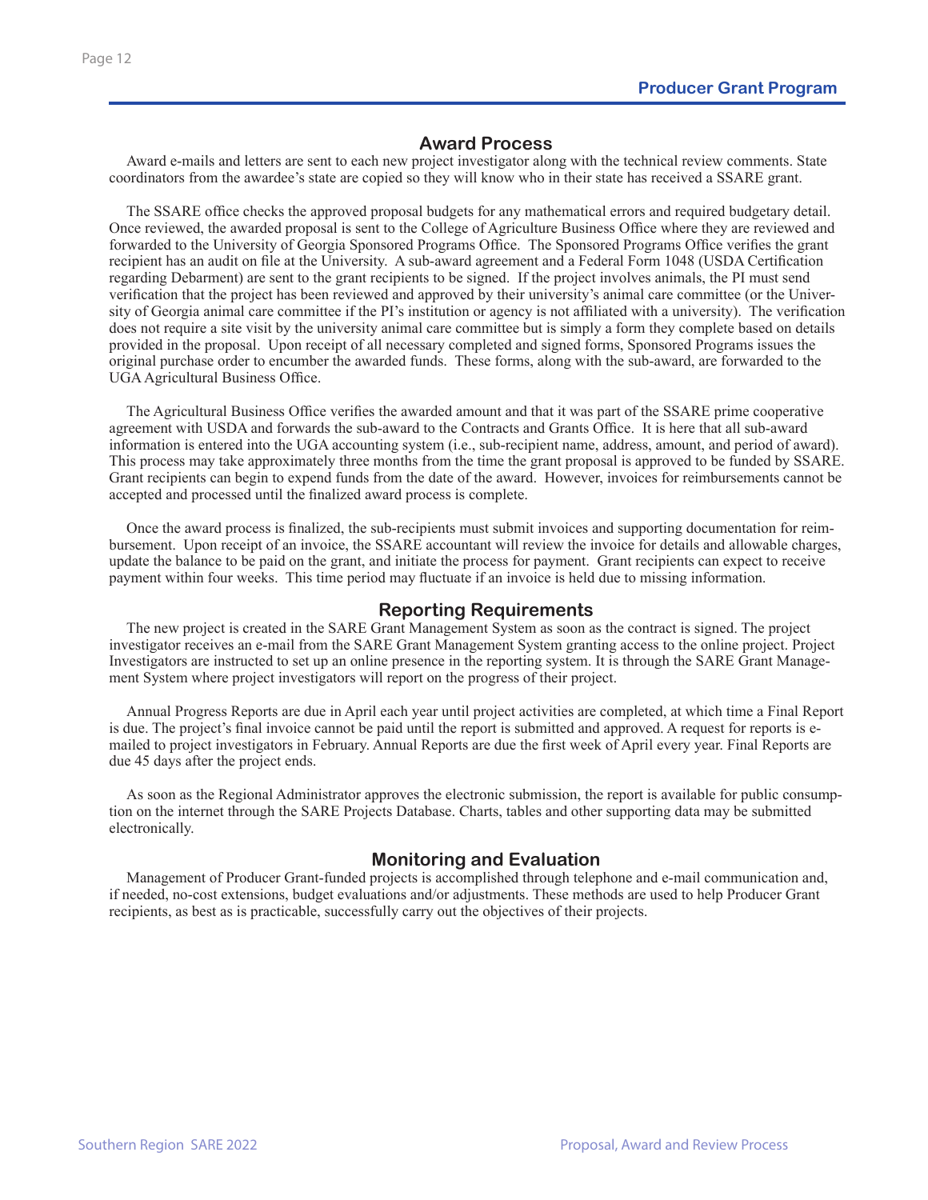## Award Process

Award e-mails and letters are sent to each new project investigator along with the technical review comments. State coordinators from the awardee's state are copied so they will know who in their state has received a SSARE grant.

The SSARE office checks the approved proposal budgets for any mathematical errors and required budgetary detail. Once reviewed, the awarded proposal is sent to the College of Agriculture Business Office where they are reviewed and forwarded to the University of Georgia Sponsored Programs Office. The Sponsored Programs Office verifies the grant recipient has an audit on file at the University. A sub-award agreement and a Federal Form 1048 (USDA Certification regarding Debarment) are sent to the grant recipients to be signed. If the project involves animals, the PI must send verification that the project has been reviewed and approved by their university's animal care committee (or the University of Georgia animal care committee if the PI's institution or agency is not affiliated with a university). The verification does not require a site visit by the university animal care committee but is simply a form they complete based on details provided in the proposal. Upon receipt of all necessary completed and signed forms, Sponsored Programs issues the original purchase order to encumber the awarded funds. These forms, along with the sub-award, are forwarded to the UGA Agricultural Business Office.

The Agricultural Business Office verifies the awarded amount and that it was part of the SSARE prime cooperative agreement with USDA and forwards the sub-award to the Contracts and Grants Office. It is here that all sub-award information is entered into the UGA accounting system (i.e., sub-recipient name, address, amount, and period of award). This process may take approximately three months from the time the grant proposal is approved to be funded by SSARE. Grant recipients can begin to expend funds from the date of the award. However, invoices for reimbursements cannot be accepted and processed until the finalized award process is complete.

Once the award process is finalized, the sub-recipients must submit invoices and supporting documentation for reimbursement. Upon receipt of an invoice, the SSARE accountant will review the invoice for details and allowable charges, update the balance to be paid on the grant, and initiate the process for payment. Grant recipients can expect to receive payment within four weeks. This time period may fluctuate if an invoice is held due to missing information.

## Reporting Requirements

The new project is created in the SARE Grant Management System as soon as the contract is signed. The project investigator receives an e-mail from the SARE Grant Management System granting access to the online project. Project Investigators are instructed to set up an online presence in the reporting system. It is through the SARE Grant Management System where project investigators will report on the progress of their project.

Annual Progress Reports are due in April each year until project activities are completed, at which time a Final Report is due. The project's final invoice cannot be paid until the report is submitted and approved. A request for reports is e-mailed to project investigators in February. Annual Reports are due the first week of April every year. Final Reports are due 45 days after the project ends.

As soon as the Regional Administrator approves the electronic submission, the report is available for public consumption on the internet through the SARE Projects Database. Charts, tables and other supporting data may be submitted electronically.

## Monitoring and Evaluation

Management of Producer Grant-funded projects is accomplished through telephone and e-mail communication and, if needed, no-cost extensions, budget evaluations and/or adjustments. These methods are used to help Producer Grant recipients, as best as is practicable, successfully carry out the objectives of their projects.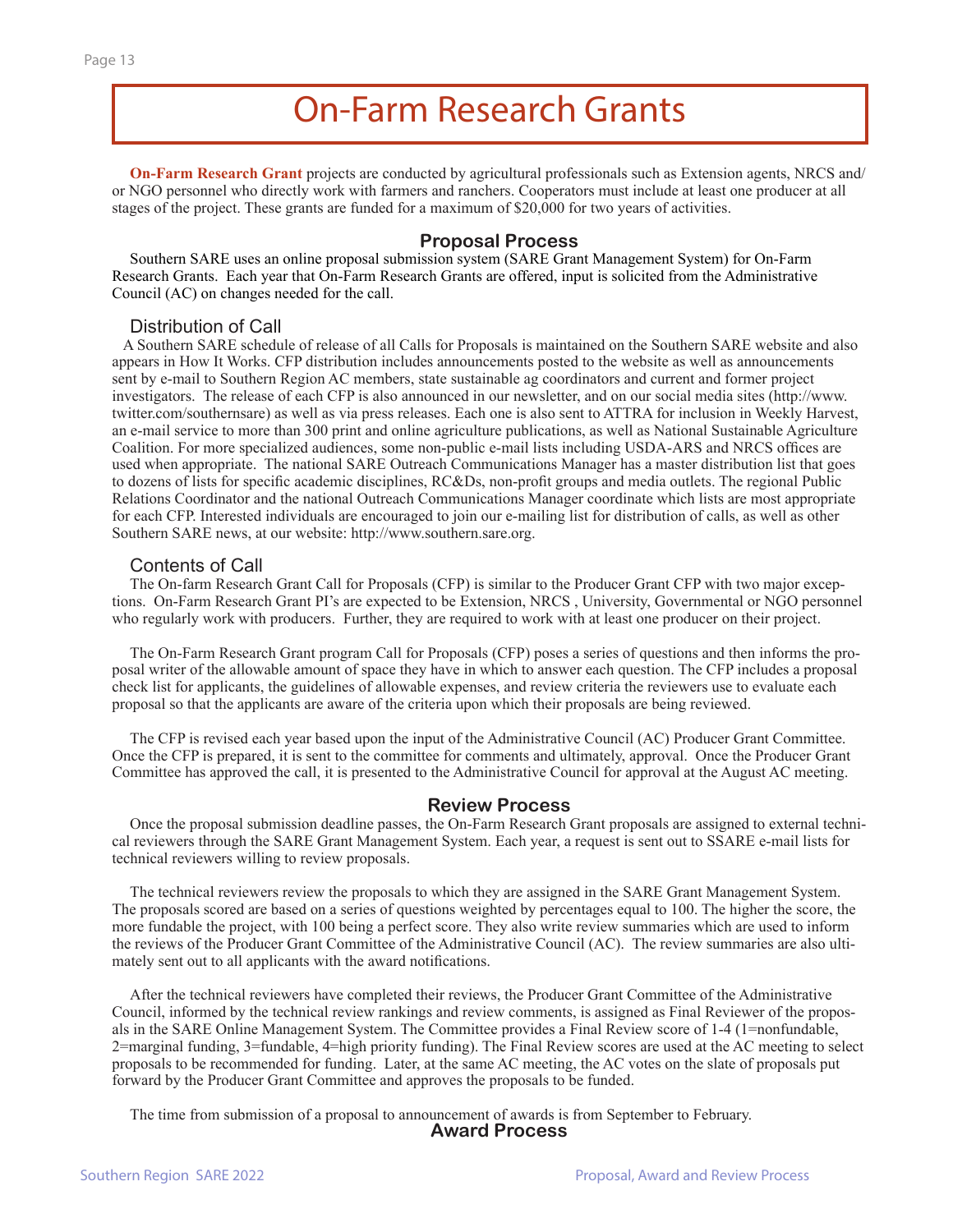# On-Farm Research Grants

**On-Farm Research Grant** projects are conducted by agricultural professionals such as Extension agents, NRCS and/or NGO personnel who directly work with farmers and ranchers. Cooperators must include at least one producer at all stages of the project. These grants are funded for a maximum of $20,000 for two years of activities.

## Proposal Process

Southern SARE uses an online proposal submission system (SARE Grant Management System) for On-Farm Research Grants. Each year that On-Farm Research Grants are offered, input is solicited from the Administrative Council (AC) on changes needed for the call.

### Distribution of Call

A Southern SARE schedule of release of all Calls for Proposals is maintained on the Southern SARE website and also appears in How It Works. CFP distribution includes announcements posted to the website as well as announcements sent by e-mail to Southern Region AC members, state sustainable ag coordinators and current and former project investigators. The release of each CFP is also announced in our newsletter, and on our social media sites (http://www.twitter.com/southernsare) as well as via press releases. Each one is also sent to ATTRA for inclusion in Weekly Harvest, an e-mail service to more than 300 print and online agriculture publications, as well as National Sustainable Agriculture Coalition. For more specialized audiences, some non-public e-mail lists including USDA-ARS and NRCS offices are used when appropriate. The national SARE Outreach Communications Manager has a master distribution list that goes to dozens of lists for specific academic disciplines, RC&Ds, non-profit groups and media outlets. The regional Public Relations Coordinator and the national Outreach Communications Manager coordinate which lists are most appropriate for each CFP. Interested individuals are encouraged to join our e-mailing list for distribution of calls, as well as other Southern SARE news, at our website: http://www.southern.sare.org.

### Contents of Call

The On-farm Research Grant Call for Proposals (CFP) is similar to the Producer Grant CFP with two major exceptions. On-Farm Research Grant PI's are expected to be Extension, NRCS , University, Governmental or NGO personnel who regularly work with producers. Further, they are required to work with at least one producer on their project.

The On-Farm Research Grant program Call for Proposals (CFP) poses a series of questions and then informs the proposal writer of the allowable amount of space they have in which to answer each question. The CFP includes a proposal check list for applicants, the guidelines of allowable expenses, and review criteria the reviewers use to evaluate each proposal so that the applicants are aware of the criteria upon which their proposals are being reviewed.

The CFP is revised each year based upon the input of the Administrative Council (AC) Producer Grant Committee. Once the CFP is prepared, it is sent to the committee for comments and ultimately, approval. Once the Producer Grant Committee has approved the call, it is presented to the Administrative Council for approval at the August AC meeting.

## Review Process

Once the proposal submission deadline passes, the On-Farm Research Grant proposals are assigned to external technical reviewers through the SARE Grant Management System. Each year, a request is sent out to SSARE e-mail lists for technical reviewers willing to review proposals.

The technical reviewers review the proposals to which they are assigned in the SARE Grant Management System. The proposals scored are based on a series of questions weighted by percentages equal to 100. The higher the score, the more fundable the project, with 100 being a perfect score. They also write review summaries which are used to inform the reviews of the Producer Grant Committee of the Administrative Council (AC). The review summaries are also ultimately sent out to all applicants with the award notifications.

After the technical reviewers have completed their reviews, the Producer Grant Committee of the Administrative Council, informed by the technical review rankings and review comments, is assigned as Final Reviewer of the proposals in the SARE Online Management System. The Committee provides a Final Review score of 1-4 (1=nonfundable, 2=marginal funding, 3=fundable, 4=high priority funding). The Final Review scores are used at the AC meeting to select proposals to be recommended for funding. Later, at the same AC meeting, the AC votes on the slate of proposals put forward by the Producer Grant Committee and approves the proposals to be funded.

The time from submission of a proposal to announcement of awards is from September to February.

## Award Process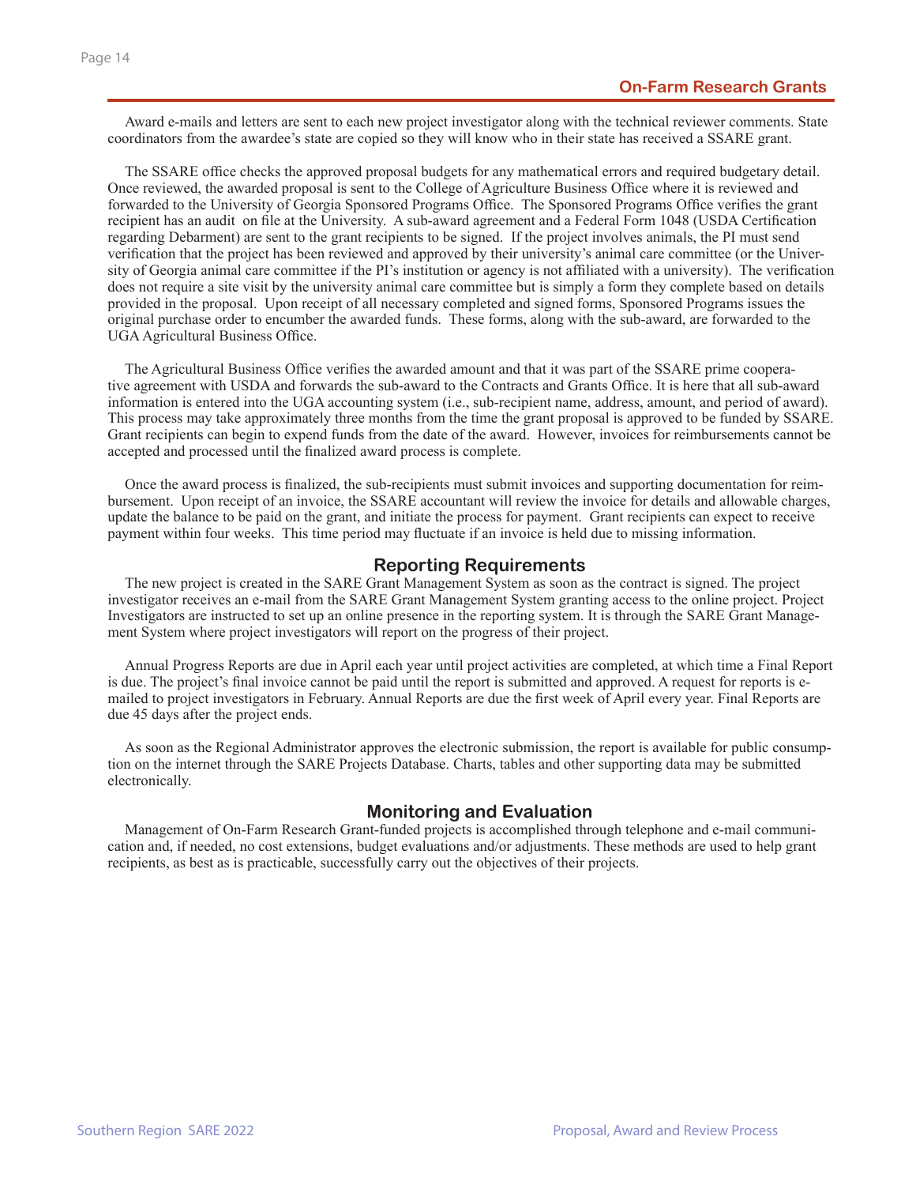Award e-mails and letters are sent to each new project investigator along with the technical reviewer comments. State coordinators from the awardee's state are copied so they will know who in their state has received a SSARE grant.

The SSARE office checks the approved proposal budgets for any mathematical errors and required budgetary detail. Once reviewed, the awarded proposal is sent to the College of Agriculture Business Office where it is reviewed and forwarded to the University of Georgia Sponsored Programs Office. The Sponsored Programs Office verifies the grant recipient has an audit on file at the University. A sub-award agreement and a Federal Form 1048 (USDA Certification regarding Debarment) are sent to the grant recipients to be signed. If the project involves animals, the PI must send verification that the project has been reviewed and approved by their university's animal care committee (or the University of Georgia animal care committee if the PI's institution or agency is not affiliated with a university). The verification does not require a site visit by the university animal care committee but is simply a form they complete based on details provided in the proposal. Upon receipt of all necessary completed and signed forms, Sponsored Programs issues the original purchase order to encumber the awarded funds. These forms, along with the sub-award, are forwarded to the UGA Agricultural Business Office.

The Agricultural Business Office verifies the awarded amount and that it was part of the SSARE prime cooperative agreement with USDA and forwards the sub-award to the Contracts and Grants Office. It is here that all sub-award information is entered into the UGA accounting system (i.e., sub-recipient name, address, amount, and period of award). This process may take approximately three months from the time the grant proposal is approved to be funded by SSARE. Grant recipients can begin to expend funds from the date of the award. However, invoices for reimbursements cannot be accepted and processed until the finalized award process is complete.

Once the award process is finalized, the sub-recipients must submit invoices and supporting documentation for reimbursement. Upon receipt of an invoice, the SSARE accountant will review the invoice for details and allowable charges, update the balance to be paid on the grant, and initiate the process for payment. Grant recipients can expect to receive payment within four weeks. This time period may fluctuate if an invoice is held due to missing information.

## Reporting Requirements

The new project is created in the SARE Grant Management System as soon as the contract is signed. The project investigator receives an e-mail from the SARE Grant Management System granting access to the online project. Project Investigators are instructed to set up an online presence in the reporting system. It is through the SARE Grant Management System where project investigators will report on the progress of their project.

Annual Progress Reports are due in April each year until project activities are completed, at which time a Final Report is due. The project's final invoice cannot be paid until the report is submitted and approved. A request for reports is e-mailed to project investigators in February. Annual Reports are due the first week of April every year. Final Reports are due 45 days after the project ends.

As soon as the Regional Administrator approves the electronic submission, the report is available for public consumption on the internet through the SARE Projects Database. Charts, tables and other supporting data may be submitted electronically.

## Monitoring and Evaluation

Management of On-Farm Research Grant-funded projects is accomplished through telephone and e-mail communication and, if needed, no cost extensions, budget evaluations and/or adjustments. These methods are used to help grant recipients, as best as is practicable, successfully carry out the objectives of their projects.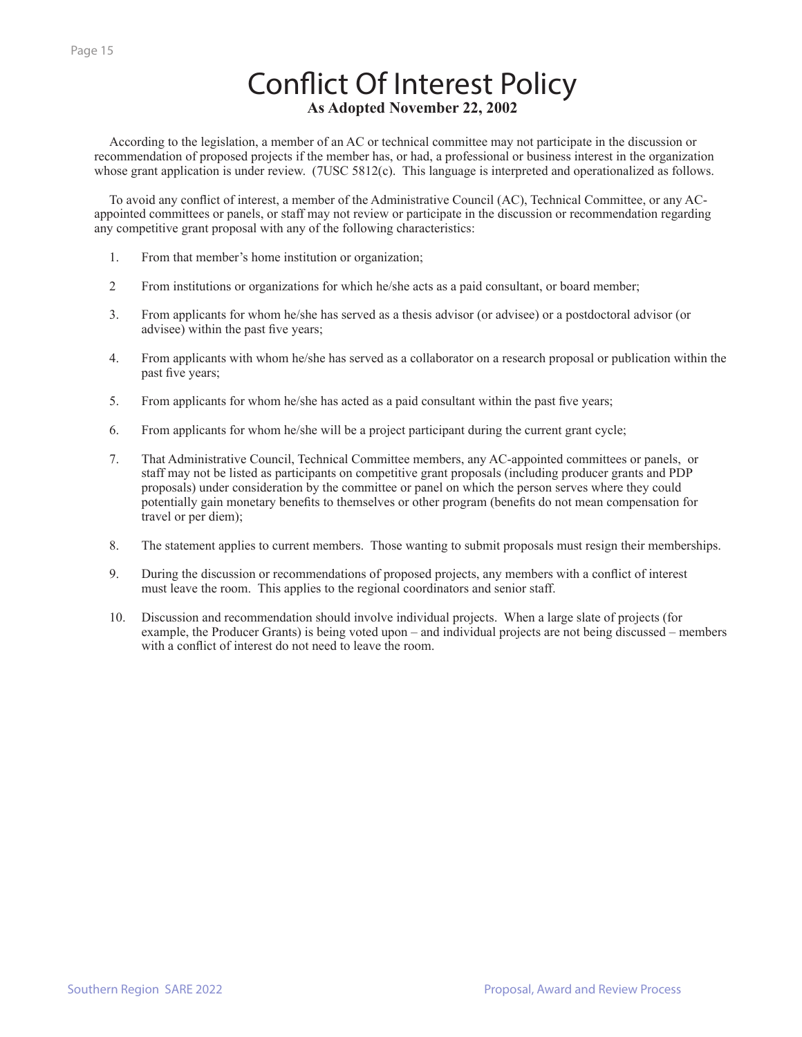# Conflict Of Interest Policy

**As Adopted November 22, 2002**

According to the legislation, a member of an AC or technical committee may not participate in the discussion or recommendation of proposed projects if the member has, or had, a professional or business interest in the organization whose grant application is under review. (7USC 5812(c). This language is interpreted and operationalized as follows.

To avoid any conflict of interest, a member of the Administrative Council (AC), Technical Committee, or any AC-appointed committees or panels, or staff may not review or participate in the discussion or recommendation regarding any competitive grant proposal with any of the following characteristics:

1. From that member's home institution or organization;
2. From institutions or organizations for which he/she acts as a paid consultant, or board member;
3. From applicants for whom he/she has served as a thesis advisor (or advisee) or a postdoctoral advisor (or advisee) within the past five years;
4. From applicants with whom he/she has served as a collaborator on a research proposal or publication within the past five years;
5. From applicants for whom he/she has acted as a paid consultant within the past five years;
6. From applicants for whom he/she will be a project participant during the current grant cycle;
7. That Administrative Council, Technical Committee members, any AC-appointed committees or panels, or staff may not be listed as participants on competitive grant proposals (including producer grants and PDP proposals) under consideration by the committee or panel on which the person serves where they could potentially gain monetary benefits to themselves or other program (benefits do not mean compensation for travel or per diem);
8. The statement applies to current members. Those wanting to submit proposals must resign their memberships.
9. During the discussion or recommendations of proposed projects, any members with a conflict of interest must leave the room. This applies to the regional coordinators and senior staff.
10. Discussion and recommendation should involve individual projects. When a large slate of projects (for example, the Producer Grants) is being voted upon – and individual projects are not being discussed – members with a conflict of interest do not need to leave the room.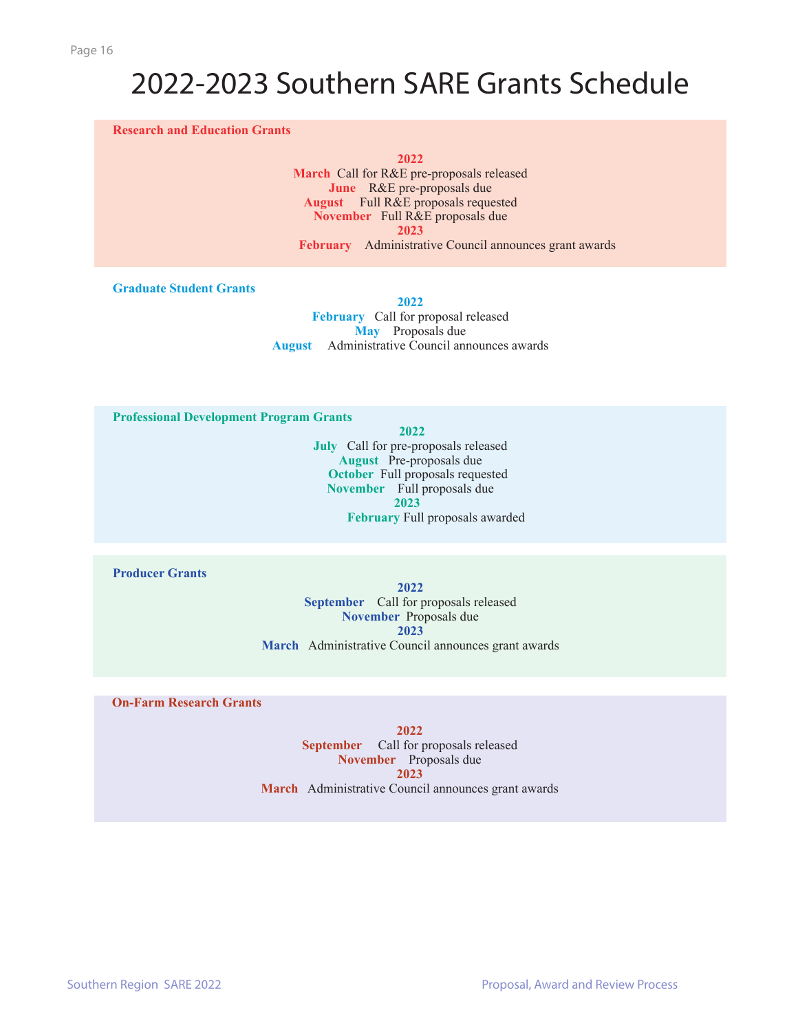# 2022-2023 Southern SARE Grants Schedule

## Research and Education Grants

**2022**

**March** Call for R&E pre-proposals released
**June** R&E pre-proposals due
**August** Full R&E proposals requested
**November** Full R&E proposals due

**2023**

**February** Administrative Council announces grant awards

## Graduate Student Grants

**2022**

**February** Call for proposal released
**May** Proposals due
**August** Administrative Council announces awards

## Professional Development Program Grants

**2022**

**July** Call for pre-proposals released
**August** Pre-proposals due
**October** Full proposals requested
**November** Full proposals due

**2023**

**February** Full proposals awarded

## Producer Grants

**2022**

**September** Call for proposals released
**November** Proposals due

**2023**

**March** Administrative Council announces grant awards

## On-Farm Research Grants

**2022**

**September** Call for proposals released
**November** Proposals due

**2023**

**March** Administrative Council announces grant awards